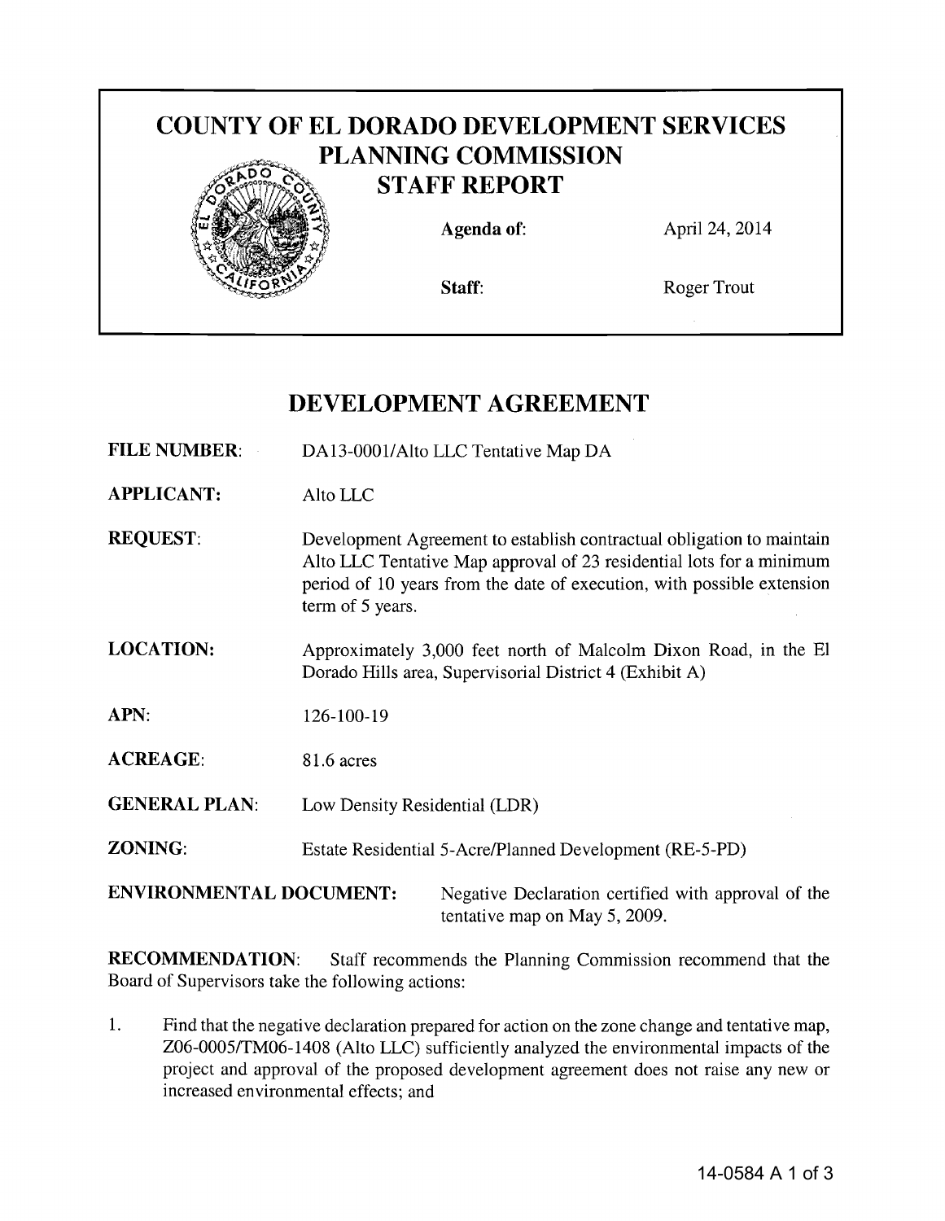# COUNTY OF EL DORADO DEVELOPMENT SERVICES
## PLANNING COMMISSION
## STAFF REPORT

**Agenda of:** April 24, 2014

**Staff:** Roger Trout

## DEVELOPMENT AGREEMENT

**FILE NUMBER:** DA13-0001/Alto LLC Tentative Map DA

**APPLICANT:** Alto LLC

**REQUEST:** Development Agreement to establish contractual obligation to maintain Alto LLC Tentative Map approval of 23 residential lots for a minimum period of 10 years from the date of execution, with possible extension term of 5 years.

**LOCATION:** Approximately 3,000 feet north of Malcolm Dixon Road, in the El Dorado Hills area, Supervisorial District 4 (Exhibit A)

**APN:** 126-100-19

**ACREAGE:** 81.6 acres

**GENERAL PLAN:** Low Density Residential (LDR)

**ZONING:** Estate Residential 5-Acre/Planned Development (RE-5-PD)

**ENVIRONMENTAL DOCUMENT:** Negative Declaration certified with approval of the tentative map on May 5, 2009.

**RECOMMENDATION:** Staff recommends the Planning Commission recommend that the Board of Supervisors take the following actions:

1. Find that the negative declaration prepared for action on the zone change and tentative map, Z06-0005/TM06-1408 (Alto LLC) sufficiently analyzed the environmental impacts of the project and approval of the proposed development agreement does not raise any new or increased environmental effects; and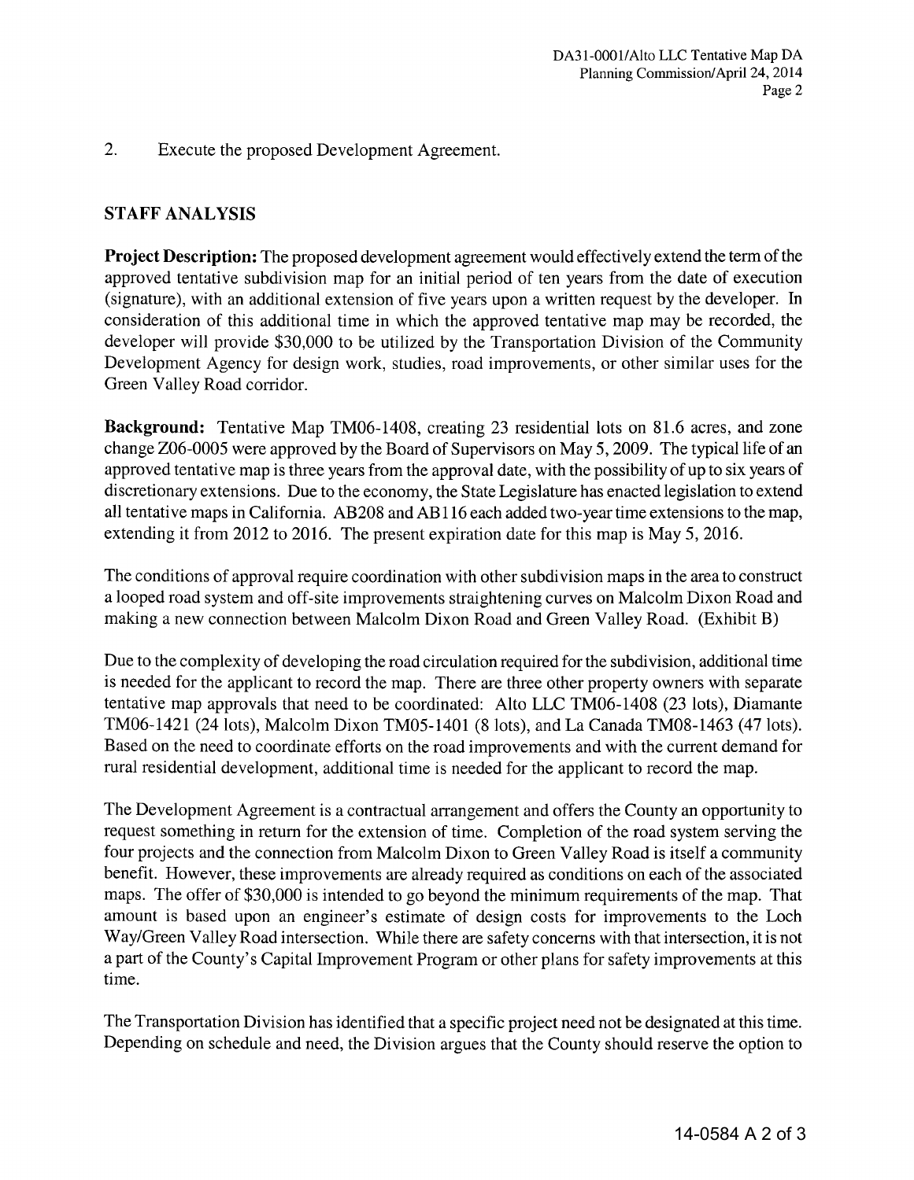2. Execute the proposed Development Agreement.

## STAFF ANALYSIS

**Project Description:** The proposed development agreement would effectively extend the term of the approved tentative subdivision map for an initial period of ten years from the date of execution (signature), with an additional extension of five years upon a written request by the developer. In consideration of this additional time in which the approved tentative map may be recorded, the developer will provide $30,000 to be utilized by the Transportation Division of the Community Development Agency for design work, studies, road improvements, or other similar uses for the Green Valley Road corridor.

**Background:** Tentative Map TM06-1408, creating 23 residential lots on 81.6 acres, and zone change Z06-0005 were approved by the Board of Supervisors on May 5, 2009. The typical life of an approved tentative map is three years from the approval date, with the possibility of up to six years of discretionary extensions. Due to the economy, the State Legislature has enacted legislation to extend all tentative maps in California. AB208 and AB116 each added two-year time extensions to the map, extending it from 2012 to 2016. The present expiration date for this map is May 5, 2016.

The conditions of approval require coordination with other subdivision maps in the area to construct a looped road system and off-site improvements straightening curves on Malcolm Dixon Road and making a new connection between Malcolm Dixon Road and Green Valley Road. (Exhibit B)

Due to the complexity of developing the road circulation required for the subdivision, additional time is needed for the applicant to record the map. There are three other property owners with separate tentative map approvals that need to be coordinated: Alto LLC TM06-1408 (23 lots), Diamante TM06-1421 (24 lots), Malcolm Dixon TM05-1401 (8 lots), and La Canada TM08-1463 (47 lots). Based on the need to coordinate efforts on the road improvements and with the current demand for rural residential development, additional time is needed for the applicant to record the map.

The Development Agreement is a contractual arrangement and offers the County an opportunity to request something in return for the extension of time. Completion of the road system serving the four projects and the connection from Malcolm Dixon to Green Valley Road is itself a community benefit. However, these improvements are already required as conditions on each of the associated maps. The offer of $30,000 is intended to go beyond the minimum requirements of the map. That amount is based upon an engineer's estimate of design costs for improvements to the Loch Way/Green Valley Road intersection. While there are safety concerns with that intersection, it is not a part of the County's Capital Improvement Program or other plans for safety improvements at this time.

The Transportation Division has identified that a specific project need not be designated at this time. Depending on schedule and need, the Division argues that the County should reserve the option to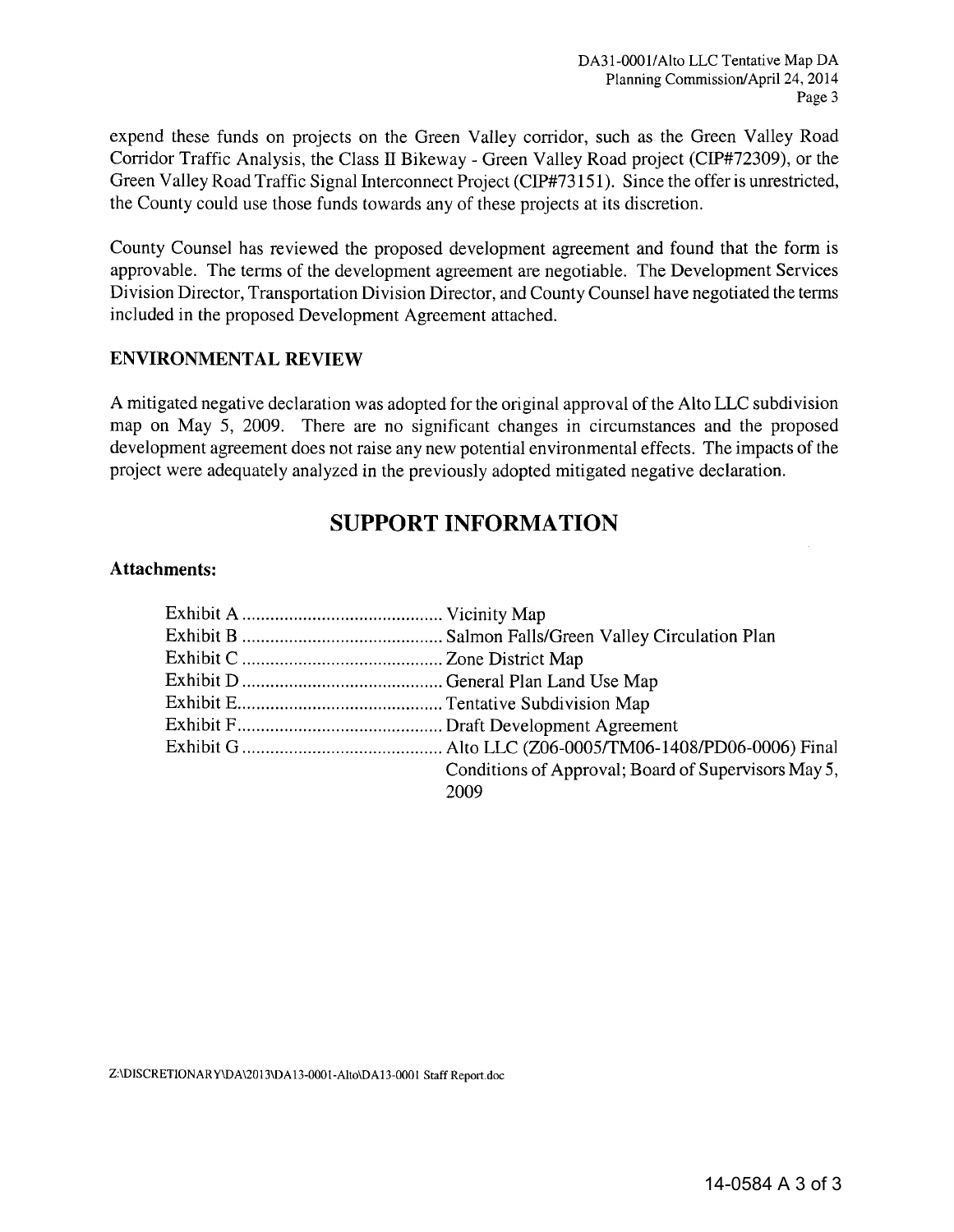expend these funds on projects on the Green Valley corridor, such as the Green Valley Road Corridor Traffic Analysis, the Class II Bikeway - Green Valley Road project (CIP#72309), or the Green Valley Road Traffic Signal Interconnect Project (CIP#73151). Since the offer is unrestricted, the County could use those funds towards any of these projects at its discretion.

County Counsel has reviewed the proposed development agreement and found that the form is approvable. The terms of the development agreement are negotiable. The Development Services Division Director, Transportation Division Director, and County Counsel have negotiated the terms included in the proposed Development Agreement attached.

### ENVIRONMENTAL REVIEW

A mitigated negative declaration was adopted for the original approval of the Alto LLC subdivision map on May 5, 2009. There are no significant changes in circumstances and the proposed development agreement does not raise any new potential environmental effects. The impacts of the project were adequately analyzed in the previously adopted mitigated negative declaration.

## SUPPORT INFORMATION

**Attachments:**

Exhibit A .......................................... Vicinity Map
Exhibit B .......................................... Salmon Falls/Green Valley Circulation Plan
Exhibit C .......................................... Zone District Map
Exhibit D .......................................... General Plan Land Use Map
Exhibit E .......................................... Tentative Subdivision Map
Exhibit F .......................................... Draft Development Agreement
Exhibit G .......................................... Alto LLC (Z06-0005/TM06-1408/PD06-0006) Final Conditions of Approval; Board of Supervisors May 5, 2009

Z:\DISCRETIONARY\DA\2013\DA13-0001-Alto\DA13-0001 Staff Report.doc